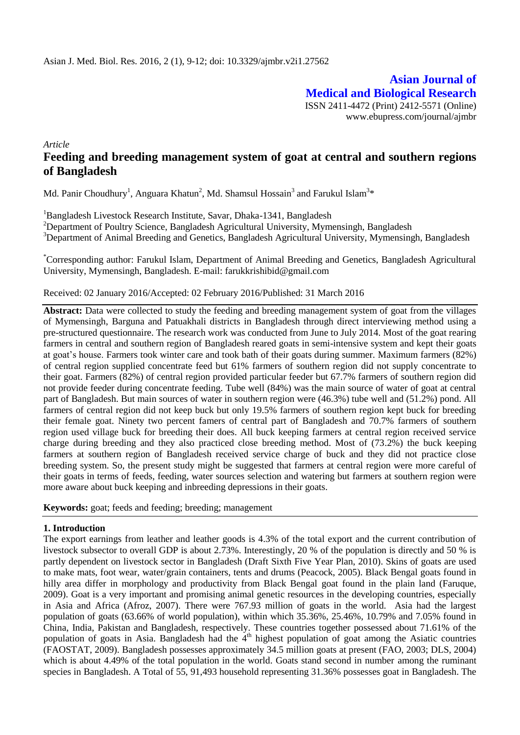**Asian Journal of Medical and Biological Research**

ISSN 2411-4472 (Print) 2412-5571 (Online)

www.ebupress.com/journal/ajmbr

*Article*

# Feeding and breeding management system of goat at central and southern regions of Bangladesh

Md. Panir Choudhury[1], Anguara Khatun[2], Md. Shamsul Hossain[3] and Farukul Islam[3]*

[1]Bangladesh Livestock Research Institute, Savar, Dhaka-1341, Bangladesh

[2]Department of Poultry Science, Bangladesh Agricultural University, Mymensingh, Bangladesh

[3]Department of Animal Breeding and Genetics, Bangladesh Agricultural University, Mymensingh, Bangladesh

*Corresponding author: Farukul Islam, Department of Animal Breeding and Genetics, Bangladesh Agricultural University, Mymensingh, Bangladesh. E-mail: farukkrishibid@gmail.com

Received: 02 January 2016/Accepted: 02 February 2016/Published: 31 March 2016

**Abstract:** Data were collected to study the feeding and breeding management system of goat from the villages of Mymensingh, Barguna and Patuakhali districts in Bangladesh through direct interviewing method using a pre-structured questionnaire. The research work was conducted from June to July 2014. Most of the goat rearing farmers in central and southern region of Bangladesh reared goats in semi-intensive system and kept their goats at goat's house. Farmers took winter care and took bath of their goats during summer. Maximum farmers (82%) of central region supplied concentrate feed but 61% farmers of southern region did not supply concentrate to their goat. Farmers (82%) of central region provided particular feeder but 67.7% farmers of southern region did not provide feeder during concentrate feeding. Tube well (84%) was the main source of water of goat at central part of Bangladesh. But main sources of water in southern region were (46.3%) tube well and (51.2%) pond. All farmers of central region did not keep buck but only 19.5% farmers of southern region kept buck for breeding their female goat. Ninety two percent famers of central part of Bangladesh and 70.7% farmers of southern region used village buck for breeding their does. All buck keeping farmers at central region received service charge during breeding and they also practiced close breeding method. Most of (73.2%) the buck keeping farmers at southern region of Bangladesh received service charge of buck and they did not practice close breeding system. So, the present study might be suggested that farmers at central region were more careful of their goats in terms of feeds, feeding, water sources selection and watering but farmers at southern region were more aware about buck keeping and inbreeding depressions in their goats.

**Keywords:** goat; feeds and feeding; breeding; management

## 1. Introduction

The export earnings from leather and leather goods is 4.3% of the total export and the current contribution of livestock subsector to overall GDP is about 2.73%. Interestingly, 20 % of the population is directly and 50 % is partly dependent on livestock sector in Bangladesh (Draft Sixth Five Year Plan, 2010). Skins of goats are used to make mats, foot wear, water/grain containers, tents and drums (Peacock, 2005). Black Bengal goats found in hilly area differ in morphology and productivity from Black Bengal goat found in the plain land (Faruque, 2009). Goat is a very important and promising animal genetic resources in the developing countries, especially in Asia and Africa (Afroz, 2007). There were 767.93 million of goats in the world. Asia had the largest population of goats (63.66% of world population), within which 35.36%, 25.46%, 10.79% and 7.05% found in China, India, Pakistan and Bangladesh, respectively. These countries together possessed about 71.61% of the population of goats in Asia. Bangladesh had the 4th highest population of goat among the Asiatic countries (FAOSTAT, 2009). Bangladesh possesses approximately 34.5 million goats at present (FAO, 2003; DLS, 2004) which is about 4.49% of the total population in the world. Goats stand second in number among the ruminant species in Bangladesh. A Total of 55, 91,493 household representing 31.36% possesses goat in Bangladesh. The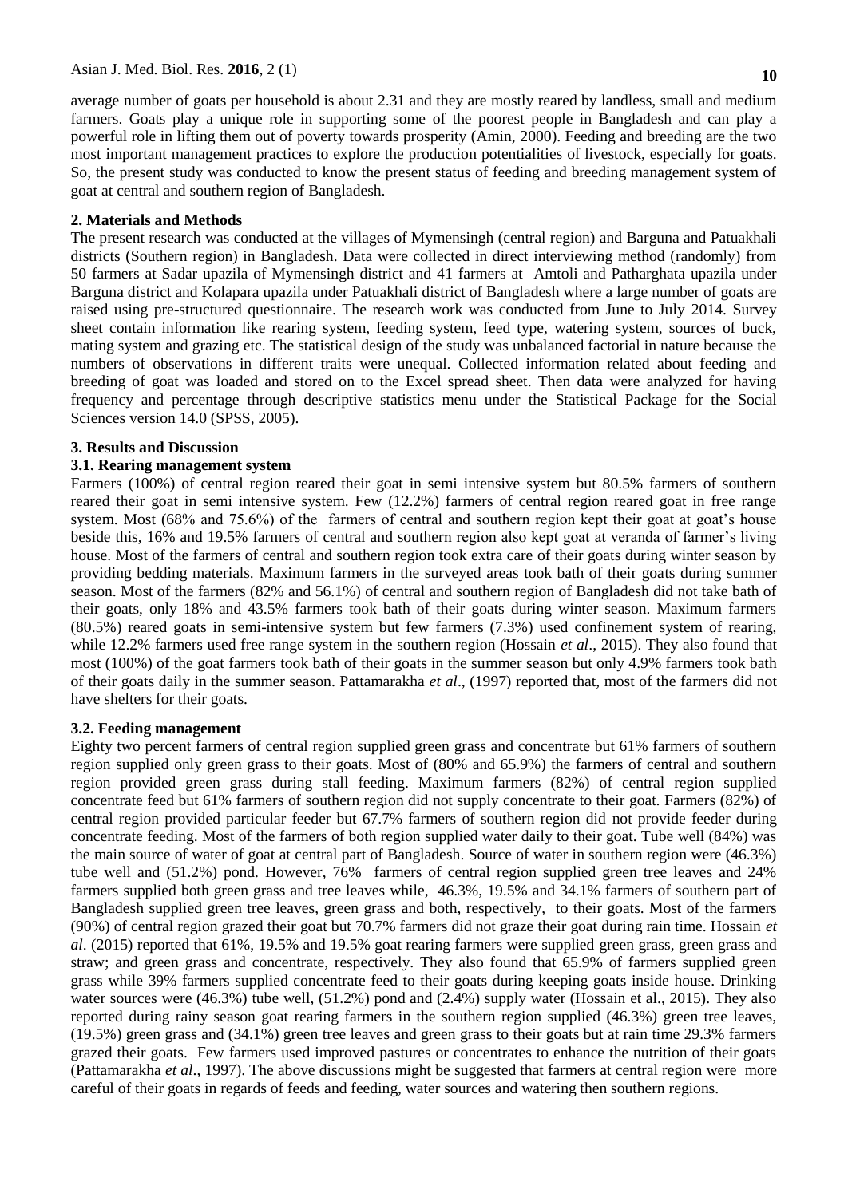average number of goats per household is about 2.31 and they are mostly reared by landless, small and medium farmers. Goats play a unique role in supporting some of the poorest people in Bangladesh and can play a powerful role in lifting them out of poverty towards prosperity (Amin, 2000). Feeding and breeding are the two most important management practices to explore the production potentialities of livestock, especially for goats. So, the present study was conducted to know the present status of feeding and breeding management system of goat at central and southern region of Bangladesh.

## 2. Materials and Methods

The present research was conducted at the villages of Mymensingh (central region) and Barguna and Patuakhali districts (Southern region) in Bangladesh. Data were collected in direct interviewing method (randomly) from 50 farmers at Sadar upazila of Mymensingh district and 41 farmers at Amtoli and Patharghata upazila under Barguna district and Kolapara upazila under Patuakhali district of Bangladesh where a large number of goats are raised using pre-structured questionnaire. The research work was conducted from June to July 2014. Survey sheet contain information like rearing system, feeding system, feed type, watering system, sources of buck, mating system and grazing etc. The statistical design of the study was unbalanced factorial in nature because the numbers of observations in different traits were unequal. Collected information related about feeding and breeding of goat was loaded and stored on to the Excel spread sheet. Then data were analyzed for having frequency and percentage through descriptive statistics menu under the Statistical Package for the Social Sciences version 14.0 (SPSS, 2005).

## 3. Results and Discussion

### 3.1. Rearing management system

Farmers (100%) of central region reared their goat in semi intensive system but 80.5% farmers of southern reared their goat in semi intensive system. Few (12.2%) farmers of central region reared goat in free range system. Most (68% and 75.6%) of the farmers of central and southern region kept their goat at goat's house beside this, 16% and 19.5% farmers of central and southern region also kept goat at veranda of farmer's living house. Most of the farmers of central and southern region took extra care of their goats during winter season by providing bedding materials. Maximum farmers in the surveyed areas took bath of their goats during summer season. Most of the farmers (82% and 56.1%) of central and southern region of Bangladesh did not take bath of their goats, only 18% and 43.5% farmers took bath of their goats during winter season. Maximum farmers (80.5%) reared goats in semi-intensive system but few farmers (7.3%) used confinement system of rearing, while 12.2% farmers used free range system in the southern region (Hossain *et al*., 2015). They also found that most (100%) of the goat farmers took bath of their goats in the summer season but only 4.9% farmers took bath of their goats daily in the summer season. Pattamarakha *et al*., (1997) reported that, most of the farmers did not have shelters for their goats.

### 3.2. Feeding management

Eighty two percent farmers of central region supplied green grass and concentrate but 61% farmers of southern region supplied only green grass to their goats. Most of (80% and 65.9%) the farmers of central and southern region provided green grass during stall feeding. Maximum farmers (82%) of central region supplied concentrate feed but 61% farmers of southern region did not supply concentrate to their goat. Farmers (82%) of central region provided particular feeder but 67.7% farmers of southern region did not provide feeder during concentrate feeding. Most of the farmers of both region supplied water daily to their goat. Tube well (84%) was the main source of water of goat at central part of Bangladesh. Source of water in southern region were (46.3%) tube well and (51.2%) pond. However, 76% farmers of central region supplied green tree leaves and 24% farmers supplied both green grass and tree leaves while, 46.3%, 19.5% and 34.1% farmers of southern part of Bangladesh supplied green tree leaves, green grass and both, respectively, to their goats. Most of the farmers (90%) of central region grazed their goat but 70.7% farmers did not graze their goat during rain time. Hossain *et al*. (2015) reported that 61%, 19.5% and 19.5% goat rearing farmers were supplied green grass, green grass and straw; and green grass and concentrate, respectively. They also found that 65.9% of farmers supplied green grass while 39% farmers supplied concentrate feed to their goats during keeping goats inside house. Drinking water sources were (46.3%) tube well, (51.2%) pond and (2.4%) supply water (Hossain et al., 2015). They also reported during rainy season goat rearing farmers in the southern region supplied (46.3%) green tree leaves, (19.5%) green grass and (34.1%) green tree leaves and green grass to their goats but at rain time 29.3% farmers grazed their goats. Few farmers used improved pastures or concentrates to enhance the nutrition of their goats (Pattamarakha *et al*., 1997). The above discussions might be suggested that farmers at central region were more careful of their goats in regards of feeds and feeding, water sources and watering then southern regions.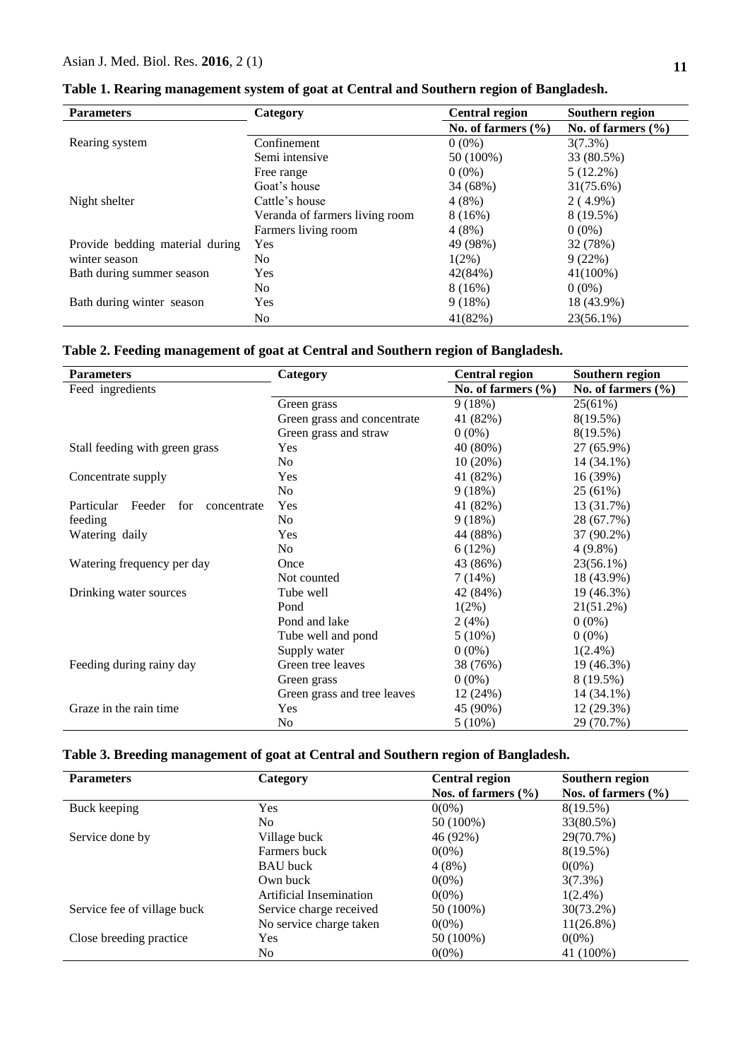**Table 1. Rearing management system of goat at Central and Southern region of Bangladesh.**

| Parameters | Category | Central region | Southern region |
|---|---|---|---|
| | | No. of farmers (%) | No. of farmers (%) |
| Rearing system | Confinement | 0 (0%) | 3(7.3%) |
| | Semi intensive | 50 (100%) | 33 (80.5%) |
| | Free range | 0 (0%) | 5 (12.2%) |
| Night shelter | Goat's house | 34 (68%) | 31(75.6%) |
| | Cattle's house | 4 (8%) | 2 ( 4.9%) |
| | Veranda of farmers living room | 8 (16%) | 8 (19.5%) |
| | Farmers living room | 4 (8%) | 0 (0%) |
| Provide bedding material during winter season | Yes | 49 (98%) | 32 (78%) |
| | No | 1(2%) | 9 (22%) |
| Bath during summer season | Yes | 42(84%) | 41(100%) |
| | No | 8 (16%) | 0 (0%) |
| Bath during winter season | Yes | 9 (18%) | 18 (43.9%) |
| | No | 41(82%) | 23(56.1%) |

**Table 2. Feeding management of goat at Central and Southern region of Bangladesh.**

| Parameters | Category | Central region | Southern region |
|---|---|---|---|
| Feed ingredients | | No. of farmers (%) | No. of farmers (%) |
| | Green grass | 9 (18%) | 25(61%) |
| | Green grass and concentrate | 41 (82%) | 8(19.5%) |
| | Green grass and straw | 0 (0%) | 8(19.5%) |
| Stall feeding with green grass | Yes | 40 (80%) | 27 (65.9%) |
| | No | 10 (20%) | 14 (34.1%) |
| Concentrate supply | Yes | 41 (82%) | 16 (39%) |
| | No | 9 (18%) | 25 (61%) |
| Particular Feeder for concentrate feeding | Yes | 41 (82%) | 13 (31.7%) |
| | No | 9 (18%) | 28 (67.7%) |
| Watering daily | Yes | 44 (88%) | 37 (90.2%) |
| | No | 6 (12%) | 4 (9.8%) |
| Watering frequency per day | Once | 43 (86%) | 23(56.1%) |
| | Not counted | 7 (14%) | 18 (43.9%) |
| Drinking water sources | Tube well | 42 (84%) | 19 (46.3%) |
| | Pond | 1(2%) | 21(51.2%) |
| | Pond and lake | 2 (4%) | 0 (0%) |
| | Tube well and pond | 5 (10%) | 0 (0%) |
| | Supply water | 0 (0%) | 1(2.4%) |
| Feeding during rainy day | Green tree leaves | 38 (76%) | 19 (46.3%) |
| | Green grass | 0 (0%) | 8 (19.5%) |
| | Green grass and tree leaves | 12 (24%) | 14 (34.1%) |
| Graze in the rain time | Yes | 45 (90%) | 12 (29.3%) |
| | No | 5 (10%) | 29 (70.7%) |

**Table 3. Breeding management of goat at Central and Southern region of Bangladesh.**

| Parameters | Category | Central region | Southern region |
|---|---|---|---|
| | | Nos. of farmers (%) | Nos. of farmers (%) |
| Buck keeping | Yes | 0(0%) | 8(19.5%) |
| | No | 50 (100%) | 33(80.5%) |
| Service done by | Village buck | 46 (92%) | 29(70.7%) |
| | Farmers buck | 0(0%) | 8(19.5%) |
| | BAU buck | 4 (8%) | 0(0%) |
| | Own buck | 0(0%) | 3(7.3%) |
| | Artificial Insemination | 0(0%) | 1(2.4%) |
| Service fee of village buck | Service charge received | 50 (100%) | 30(73.2%) |
| | No service charge taken | 0(0%) | 11(26.8%) |
| Close breeding practice | Yes | 50 (100%) | 0(0%) |
| | No | 0(0%) | 41 (100%) |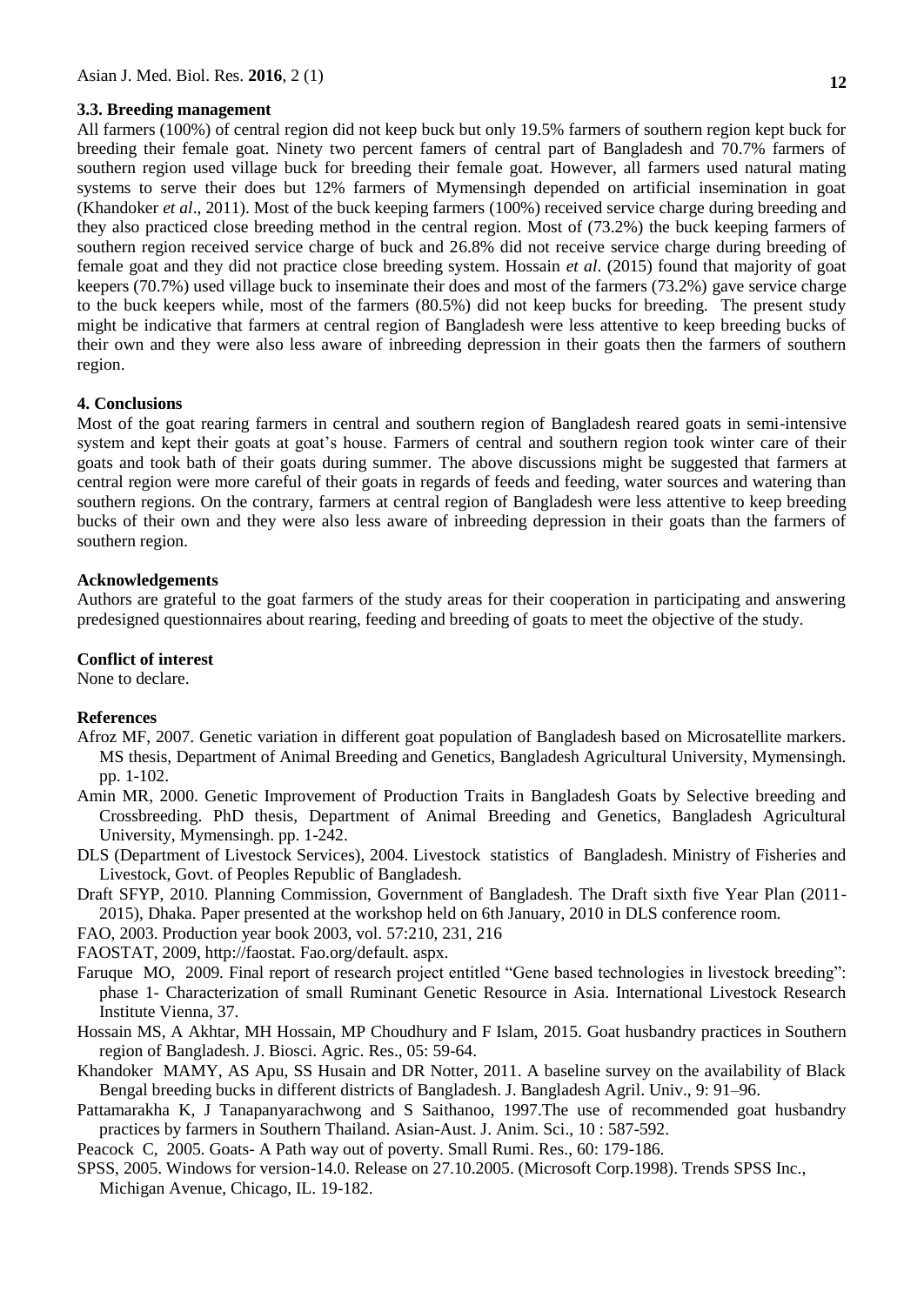### 3.3. Breeding management

All farmers (100%) of central region did not keep buck but only 19.5% farmers of southern region kept buck for breeding their female goat. Ninety two percent famers of central part of Bangladesh and 70.7% farmers of southern region used village buck for breeding their female goat. However, all farmers used natural mating systems to serve their does but 12% farmers of Mymensingh depended on artificial insemination in goat (Khandoker *et al*., 2011). Most of the buck keeping farmers (100%) received service charge during breeding and they also practiced close breeding method in the central region. Most of (73.2%) the buck keeping farmers of southern region received service charge of buck and 26.8% did not receive service charge during breeding of female goat and they did not practice close breeding system. Hossain *et al*. (2015) found that majority of goat keepers (70.7%) used village buck to inseminate their does and most of the farmers (73.2%) gave service charge to the buck keepers while, most of the farmers (80.5%) did not keep bucks for breeding. The present study might be indicative that farmers at central region of Bangladesh were less attentive to keep breeding bucks of their own and they were also less aware of inbreeding depression in their goats then the farmers of southern region.

## 4. Conclusions

Most of the goat rearing farmers in central and southern region of Bangladesh reared goats in semi-intensive system and kept their goats at goat's house. Farmers of central and southern region took winter care of their goats and took bath of their goats during summer. The above discussions might be suggested that farmers at central region were more careful of their goats in regards of feeds and feeding, water sources and watering than southern regions. On the contrary, farmers at central region of Bangladesh were less attentive to keep breeding bucks of their own and they were also less aware of inbreeding depression in their goats than the farmers of southern region.

## Acknowledgements

Authors are grateful to the goat farmers of the study areas for their cooperation in participating and answering predesigned questionnaires about rearing, feeding and breeding of goats to meet the objective of the study.

## Conflict of interest

None to declare.

## References

Afroz MF, 2007. Genetic variation in different goat population of Bangladesh based on Microsatellite markers. MS thesis, Department of Animal Breeding and Genetics, Bangladesh Agricultural University, Mymensingh. pp. 1-102.

Amin MR, 2000. Genetic Improvement of Production Traits in Bangladesh Goats by Selective breeding and Crossbreeding. PhD thesis, Department of Animal Breeding and Genetics, Bangladesh Agricultural University, Mymensingh. pp. 1-242.

DLS (Department of Livestock Services), 2004. Livestock statistics of Bangladesh. Ministry of Fisheries and Livestock, Govt. of Peoples Republic of Bangladesh.

Draft SFYP, 2010. Planning Commission, Government of Bangladesh. The Draft sixth five Year Plan (2011-2015), Dhaka. Paper presented at the workshop held on 6th January, 2010 in DLS conference room.

FAO, 2003. Production year book 2003, vol. 57:210, 231, 216

FAOSTAT, 2009, http://faostat. Fao.org/default. aspx.

Faruque MO, 2009. Final report of research project entitled "Gene based technologies in livestock breeding": phase 1- Characterization of small Ruminant Genetic Resource in Asia. International Livestock Research Institute Vienna, 37.

Hossain MS, A Akhtar, MH Hossain, MP Choudhury and F Islam, 2015. Goat husbandry practices in Southern region of Bangladesh. J. Biosci. Agric. Res., 05: 59-64.

Khandoker MAMY, AS Apu, SS Husain and DR Notter, 2011. A baseline survey on the availability of Black Bengal breeding bucks in different districts of Bangladesh. J. Bangladesh Agril. Univ., 9: 91–96.

Pattamarakha K, J Tanapanyarachwong and S Saithanoo, 1997.The use of recommended goat husbandry practices by farmers in Southern Thailand. Asian-Aust. J. Anim. Sci., 10 : 587-592.

Peacock C, 2005. Goats- A Path way out of poverty. Small Rumi. Res., 60: 179-186.

SPSS, 2005. Windows for version-14.0. Release on 27.10.2005. (Microsoft Corp.1998). Trends SPSS Inc., Michigan Avenue, Chicago, IL. 19-182.